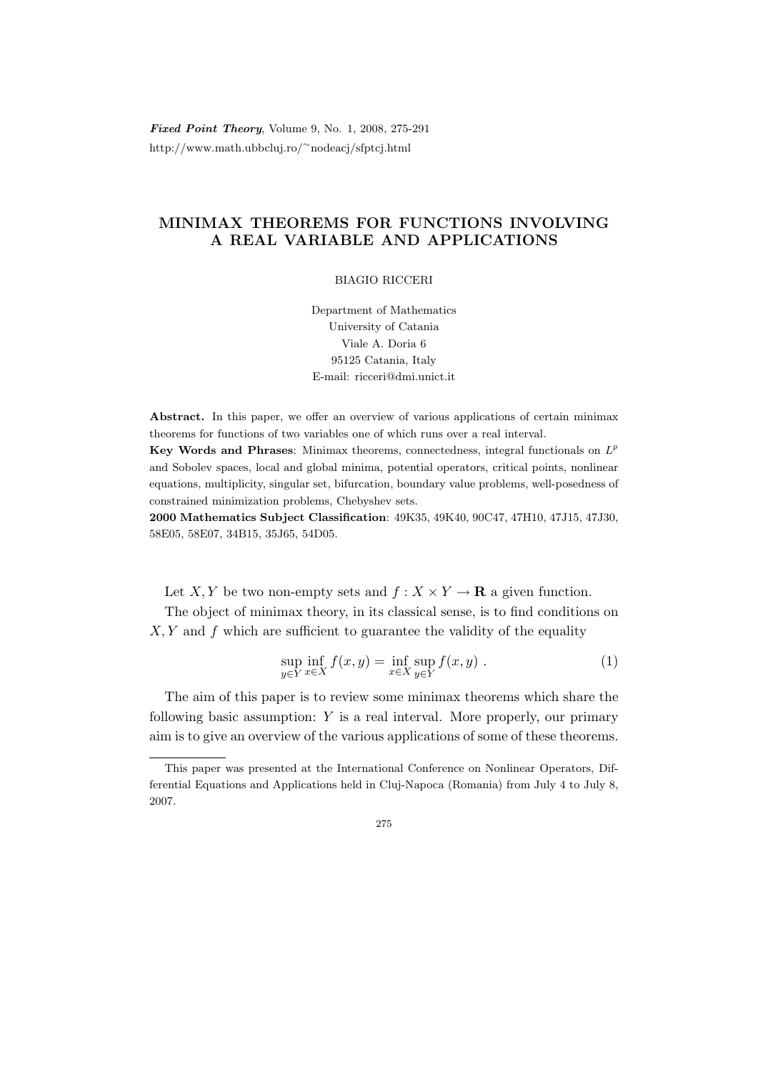# MINIMAX THEOREMS FOR FUNCTIONS INVOLVING A REAL VARIABLE AND APPLICATIONS

BIAGIO RICCERI

Department of Mathematics
University of Catania
Viale A. Doria 6
95125 Catania, Italy
E-mail: ricceri@dmi.unict.it

**Abstract.** In this paper, we offer an overview of various applications of certain minimax theorems for functions of two variables one of which runs over a real interval.

**Key Words and Phrases**: Minimax theorems, connectedness, integral functionals on $L^p$ and Sobolev spaces, local and global minima, potential operators, critical points, nonlinear equations, multiplicity, singular set, bifurcation, boundary value problems, well-posedness of constrained minimization problems, Chebyshev sets.

**2000 Mathematics Subject Classification**: 49K35, 49K40, 90C47, 47H10, 47J15, 47J30, 58E05, 58E07, 34B15, 35J65, 54D05.

Let $X, Y$ be two non-empty sets and $f : X \times Y \to \mathbf{R}$ a given function.

The object of minimax theory, in its classical sense, is to find conditions on $X, Y$ and $f$ which are sufficient to guarantee the validity of the equality

$$\sup_{y \in Y} \inf_{x \in X} f(x, y) = \inf_{x \in X} \sup_{y \in Y} f(x, y) \ . \tag{1}$$

The aim of this paper is to review some minimax theorems which share the following basic assumption: $Y$ is a real interval. More properly, our primary aim is to give an overview of the various applications of some of these theorems.

This paper was presented at the International Conference on Nonlinear Operators, Differential Equations and Applications held in Cluj-Napoca (Romania) from July 4 to July 8, 2007.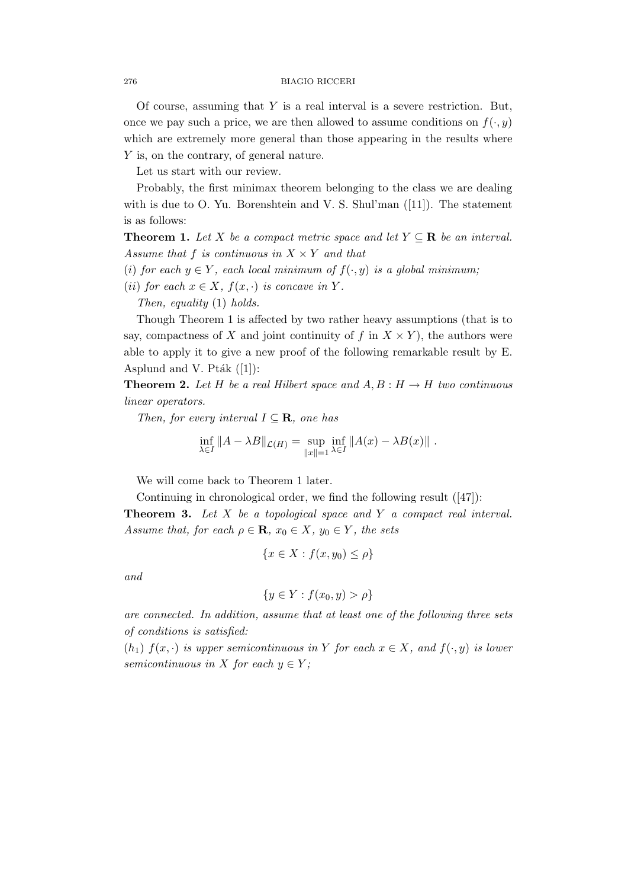Of course, assuming that $Y$ is a real interval is a severe restriction. But, once we pay such a price, we are then allowed to assume conditions on $f(\cdot, y)$ which are extremely more general than those appearing in the results where $Y$ is, on the contrary, of general nature.

Let us start with our review.

Probably, the first minimax theorem belonging to the class we are dealing with is due to O. Yu. Borenshtein and V. S. Shul'man ([11]). The statement is as follows:

**Theorem 1.** *Let $X$ be a compact metric space and let $Y \subseteq \mathbf{R}$ be an interval. Assume that $f$ is continuous in $X \times Y$ and that*

$(i)$ *for each $y \in Y$, each local minimum of $f(\cdot, y)$ is a global minimum;*

$(ii)$ *for each $x \in X$, $f(x, \cdot)$ is concave in $Y$.*

*Then, equality* (1) *holds.*

Though Theorem 1 is affected by two rather heavy assumptions (that is to say, compactness of $X$ and joint continuity of $f$ in $X \times Y$), the authors were able to apply it to give a new proof of the following remarkable result by E. Asplund and V. Pták ([1]):

**Theorem 2.** *Let $H$ be a real Hilbert space and $A, B : H \to H$ two continuous linear operators.*

*Then, for every interval $I \subseteq \mathbf{R}$, one has*

$$\inf_{\lambda \in I} \|A - \lambda B\|_{\mathcal{L}(H)} = \sup_{\|x\|=1} \inf_{\lambda \in I} \|A(x) - \lambda B(x)\| \ .$$

We will come back to Theorem 1 later.

Continuing in chronological order, we find the following result ([47]):

**Theorem 3.** *Let $X$ be a topological space and $Y$ a compact real interval. Assume that, for each $\rho \in \mathbf{R}$, $x_0 \in X$, $y_0 \in Y$, the sets*

$$\{x \in X : f(x, y_0) \le \rho\}$$

*and*

$$\{y \in Y : f(x_0, y) > \rho\}$$

*are connected. In addition, assume that at least one of the following three sets of conditions is satisfied:*

$(h_1)$ *$f(x, \cdot)$ is upper semicontinuous in $Y$ for each $x \in X$, and $f(\cdot, y)$ is lower semicontinuous in $X$ for each $y \in Y$;*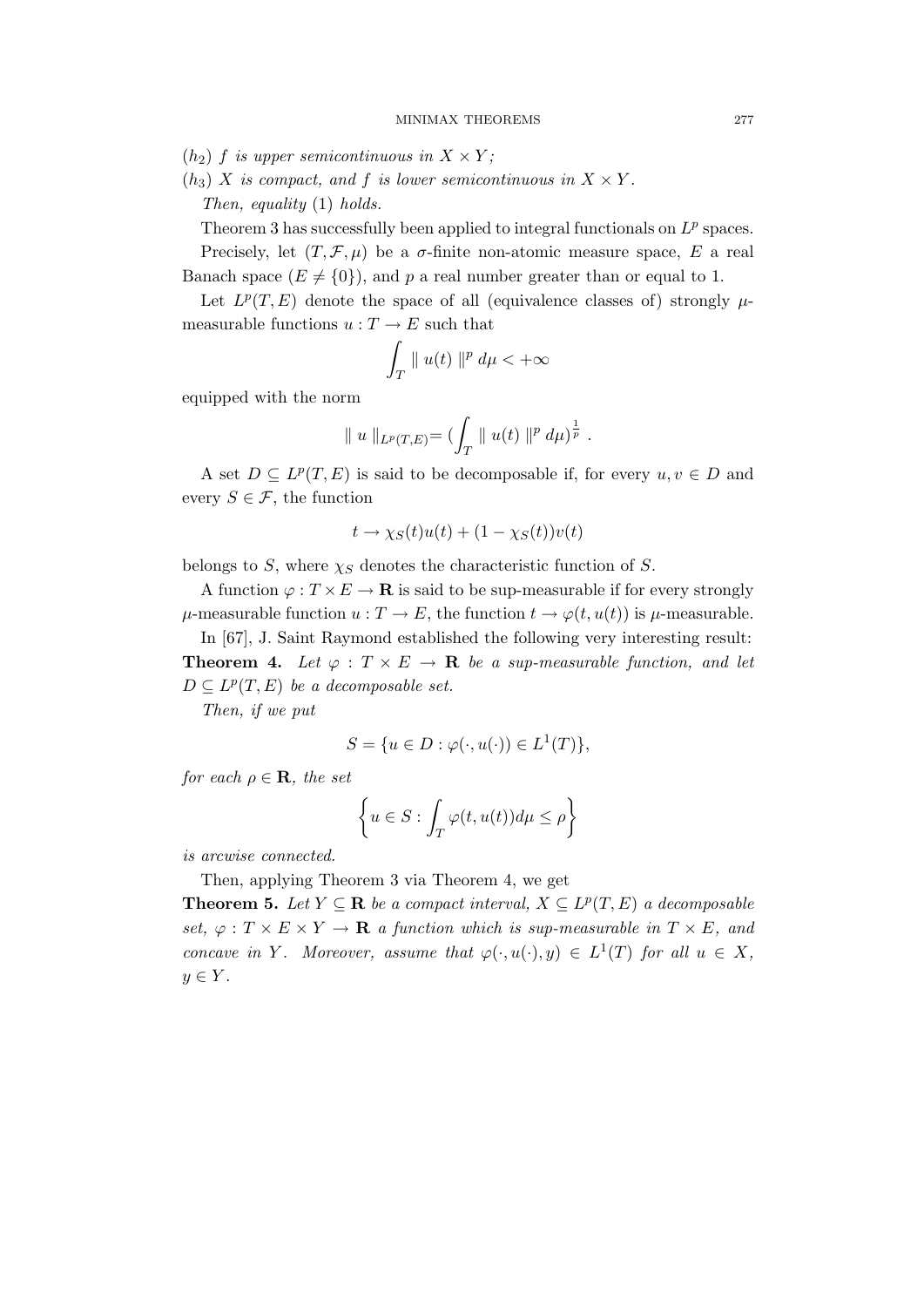($h_2$) *$f$ is upper semicontinuous in $X \times Y$;*

($h_3$) *$X$ is compact, and $f$ is lower semicontinuous in $X \times Y$.*

*Then, equality* (1) *holds.*

Theorem 3 has successfully been applied to integral functionals on $L^p$ spaces.

Precisely, let $(T, \mathcal{F}, \mu)$ be a $\sigma$-finite non-atomic measure space, $E$ a real Banach space ($E \neq \{0\}$), and $p$ a real number greater than or equal to 1.

Let $L^p(T, E)$ denote the space of all (equivalence classes of) strongly $\mu$-measurable functions $u : T \to E$ such that

$$\int_T \| u(t) \|^p \, d\mu < +\infty$$

equipped with the norm

$$\| u \|_{L^p(T,E)} = (\int_T \| u(t) \|^p \, d\mu)^{\frac{1}{p}} \, .$$

A set $D \subseteq L^p(T, E)$ is said to be decomposable if, for every $u, v \in D$ and every $S \in \mathcal{F}$, the function

$$t \to \chi_S(t)u(t) + (1 - \chi_S(t))v(t)$$

belongs to $S$, where $\chi_S$ denotes the characteristic function of $S$.

A function $\varphi : T \times E \to \mathbf{R}$ is said to be sup-measurable if for every strongly $\mu$-measurable function $u : T \to E$, the function $t \to \varphi(t, u(t))$ is $\mu$-measurable.

In [67], J. Saint Raymond established the following very interesting result:

**Theorem 4.** *Let $\varphi : T \times E \to \mathbf{R}$ be a sup-measurable function, and let $D \subseteq L^p(T, E)$ be a decomposable set.*

*Then, if we put*

$$S = \{u \in D : \varphi(\cdot, u(\cdot)) \in L^1(T)\},$$

*for each $\rho \in \mathbf{R}$, the set*

$$\left\{ u \in S : \int_T \varphi(t, u(t)) d\mu \leq \rho \right\}$$

*is arcwise connected.*

Then, applying Theorem 3 via Theorem 4, we get

**Theorem 5.** *Let $Y \subseteq \mathbf{R}$ be a compact interval, $X \subseteq L^p(T, E)$ a decomposable set, $\varphi : T \times E \times Y \to \mathbf{R}$ a function which is sup-measurable in $T \times E$, and concave in $Y$. Moreover, assume that $\varphi(\cdot, u(\cdot), y) \in L^1(T)$ for all $u \in X$, $y \in Y$.*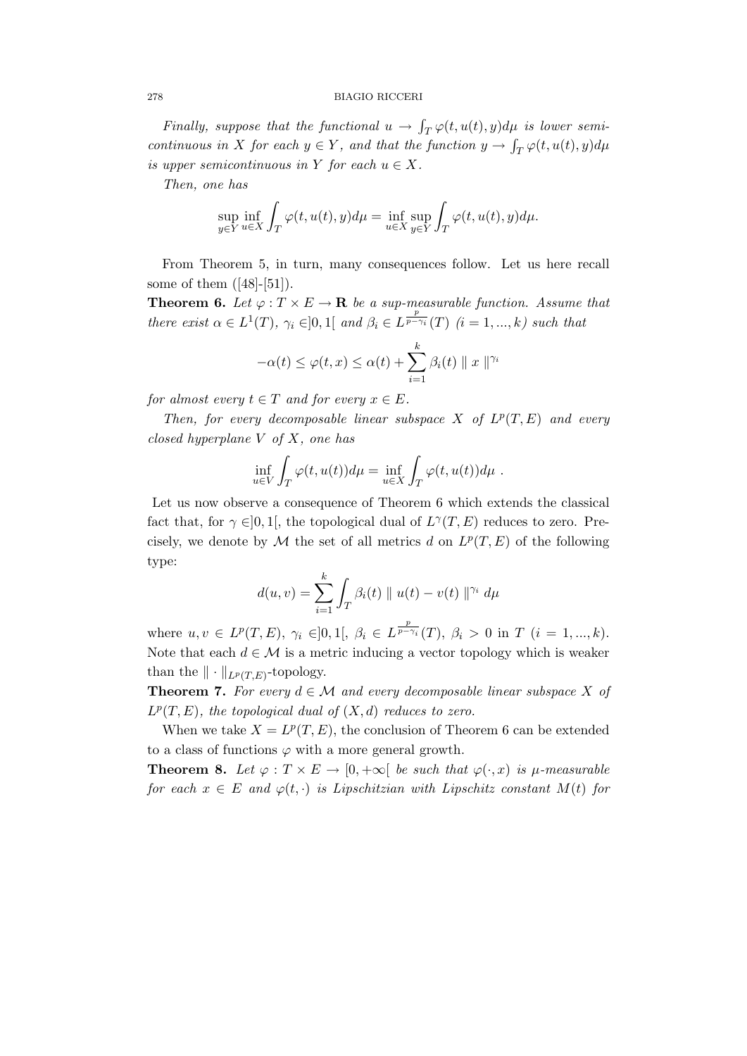*Finally, suppose that the functional $u \to \int_T \varphi(t, u(t), y) d\mu$ is lower semicontinuous in $X$ for each $y \in Y$, and that the function $y \to \int_T \varphi(t, u(t), y) d\mu$ is upper semicontinuous in $Y$ for each $u \in X$.*

*Then, one has*

$$\sup_{y \in Y} \inf_{u \in X} \int_T \varphi(t, u(t), y) d\mu = \inf_{u \in X} \sup_{y \in Y} \int_T \varphi(t, u(t), y) d\mu.$$

From Theorem 5, in turn, many consequences follow. Let us here recall some of them ([48]-[51]).

**Theorem 6.** *Let $\varphi : T \times E \to \mathbf{R}$ be a sup-measurable function. Assume that there exist $\alpha \in L^1(T)$, $\gamma_i \in ]0, 1[$ and $\beta_i \in L^{\frac{p}{p-\gamma_i}}(T)$ $(i = 1, ..., k)$ such that*

$$-\alpha(t) \leq \varphi(t, x) \leq \alpha(t) + \sum_{i=1}^{k} \beta_i(t) \parallel x \parallel^{\gamma_i}$$

*for almost every $t \in T$ and for every $x \in E$.*

*Then, for every decomposable linear subspace $X$ of $L^p(T, E)$ and every closed hyperplane $V$ of $X$, one has*

$$\inf_{u \in V} \int_T \varphi(t, u(t)) d\mu = \inf_{u \in X} \int_T \varphi(t, u(t)) d\mu \ .$$

Let us now observe a consequence of Theorem 6 which extends the classical fact that, for $\gamma \in ]0, 1[$, the topological dual of $L^\gamma(T, E)$ reduces to zero. Precisely, we denote by $\mathcal{M}$ the set of all metrics $d$ on $L^p(T, E)$ of the following type:

$$d(u, v) = \sum_{i=1}^{k} \int_T \beta_i(t) \parallel u(t) - v(t) \parallel^{\gamma_i} d\mu$$

where $u, v \in L^p(T, E)$, $\gamma_i \in ]0, 1[$, $\beta_i \in L^{\frac{p}{p-\gamma_i}}(T)$, $\beta_i > 0$ in $T$ $(i = 1, ..., k)$. Note that each $d \in \mathcal{M}$ is a metric inducing a vector topology which is weaker than the $\| \cdot \|_{L^p(T,E)}$-topology.

**Theorem 7.** *For every $d \in \mathcal{M}$ and every decomposable linear subspace $X$ of $L^p(T, E)$, the topological dual of $(X, d)$ reduces to zero.*

When we take $X = L^p(T, E)$, the conclusion of Theorem 6 can be extended to a class of functions $\varphi$ with a more general growth.

**Theorem 8.** *Let $\varphi : T \times E \to [0, +\infty[$ be such that $\varphi(\cdot, x)$ is $\mu$-measurable for each $x \in E$ and $\varphi(t, \cdot)$ is Lipschitzian with Lipschitz constant $M(t)$ for*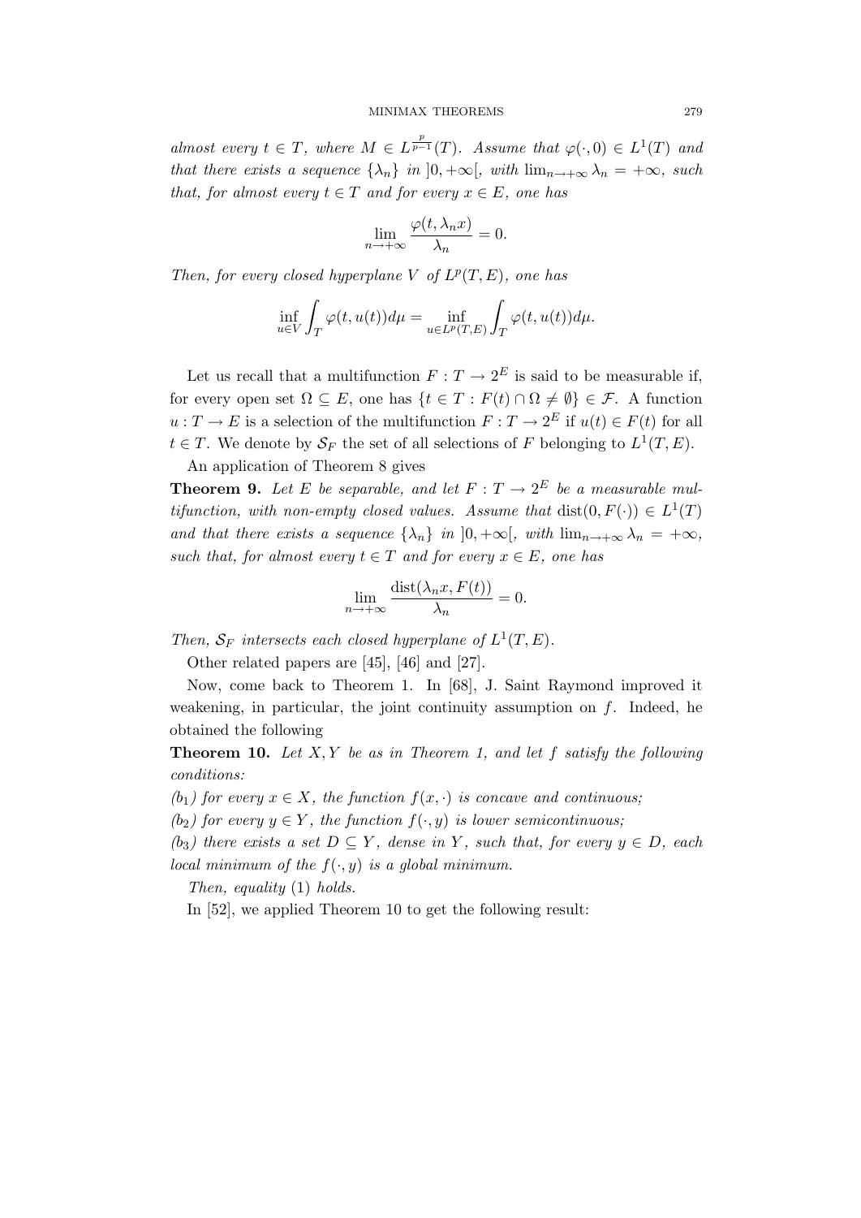*almost every $t \in T$, where $M \in L^{\frac{p}{p-1}}(T)$. Assume that $\varphi(\cdot, 0) \in L^1(T)$ and that there exists a sequence $\{\lambda_n\}$ in $]0, +\infty[$, with $\lim_{n\to+\infty} \lambda_n = +\infty$, such that, for almost every $t \in T$ and for every $x \in E$, one has*

$$\lim_{n\to+\infty} \frac{\varphi(t, \lambda_n x)}{\lambda_n} = 0.$$

*Then, for every closed hyperplane $V$ of $L^p(T, E)$, one has*

$$\inf_{u\in V} \int_T \varphi(t, u(t))d\mu = \inf_{u\in L^p(T,E)} \int_T \varphi(t, u(t))d\mu.$$

Let us recall that a multifunction $F : T \to 2^E$ is said to be measurable if, for every open set $\Omega \subseteq E$, one has $\{t \in T : F(t) \cap \Omega \neq \emptyset\} \in \mathcal{F}$. A function $u : T \to E$ is a selection of the multifunction $F : T \to 2^E$ if $u(t) \in F(t)$ for all $t \in T$. We denote by $\mathcal{S}_F$ the set of all selections of $F$ belonging to $L^1(T, E)$.

An application of Theorem 8 gives

**Theorem 9.** *Let $E$ be separable, and let $F : T \to 2^E$ be a measurable multifunction, with non-empty closed values. Assume that $\text{dist}(0, F(\cdot)) \in L^1(T)$ and that there exists a sequence $\{\lambda_n\}$ in $]0, +\infty[$, with $\lim_{n\to+\infty} \lambda_n = +\infty$, such that, for almost every $t \in T$ and for every $x \in E$, one has*

$$\lim_{n\to+\infty} \frac{\text{dist}(\lambda_n x, F(t))}{\lambda_n} = 0.$$

*Then, $\mathcal{S}_F$ intersects each closed hyperplane of $L^1(T, E)$.*

Other related papers are [45], [46] and [27].

Now, come back to Theorem 1. In [68], J. Saint Raymond improved it weakening, in particular, the joint continuity assumption on $f$. Indeed, he obtained the following

**Theorem 10.** *Let $X, Y$ be as in Theorem 1, and let $f$ satisfy the following conditions:*

*($b_1$) for every $x \in X$, the function $f(x, \cdot)$ is concave and continuous;*

*($b_2$) for every $y \in Y$, the function $f(\cdot, y)$ is lower semicontinuous;*

*($b_3$) there exists a set $D \subseteq Y$, dense in $Y$, such that, for every $y \in D$, each local minimum of the $f(\cdot, y)$ is a global minimum.*

*Then, equality* (1) *holds.*

In [52], we applied Theorem 10 to get the following result: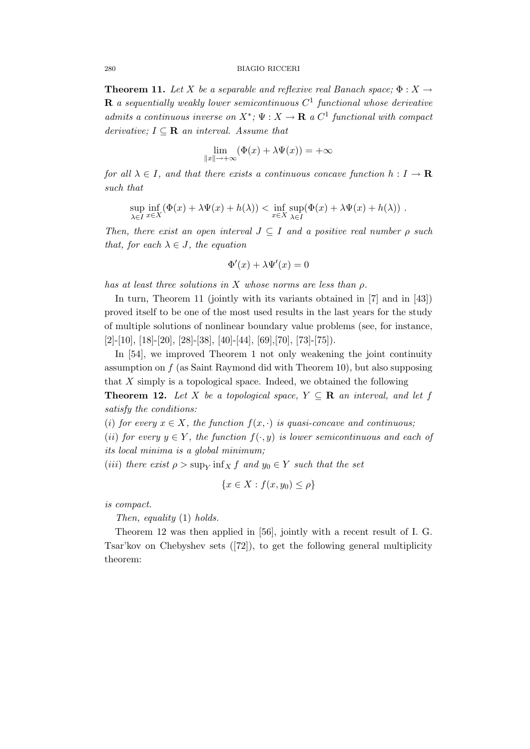**Theorem 11.** *Let $X$ be a separable and reflexive real Banach space; $\Phi : X \to \mathbf{R}$ a sequentially weakly lower semicontinuous $C^1$ functional whose derivative admits a continuous inverse on $X^*$; $\Psi : X \to \mathbf{R}$ a $C^1$ functional with compact derivative; $I \subseteq \mathbf{R}$ an interval. Assume that*

$$\lim_{\|x\| \to +\infty} (\Phi(x) + \lambda \Psi(x)) = +\infty$$

*for all $\lambda \in I$, and that there exists a continuous concave function $h : I \to \mathbf{R}$ such that*

$$\sup_{\lambda \in I} \inf_{x \in X} (\Phi(x) + \lambda \Psi(x) + h(\lambda)) < \inf_{x \in X} \sup_{\lambda \in I} (\Phi(x) + \lambda \Psi(x) + h(\lambda)) \ .$$

*Then, there exist an open interval $J \subseteq I$ and a positive real number $\rho$ such that, for each $\lambda \in J$, the equation*

$$\Phi'(x) + \lambda \Psi'(x) = 0$$

*has at least three solutions in $X$ whose norms are less than $\rho$.*

In turn, Theorem 11 (jointly with its variants obtained in [7] and in [43]) proved itself to be one of the most used results in the last years for the study of multiple solutions of nonlinear boundary value problems (see, for instance, [2]-[10], [18]-[20], [28]-[38], [40]-[44], [69],[70], [73]-[75]).

In [54], we improved Theorem 1 not only weakening the joint continuity assumption on $f$ (as Saint Raymond did with Theorem 10), but also supposing that $X$ simply is a topological space. Indeed, we obtained the following

**Theorem 12.** *Let $X$ be a topological space, $Y \subseteq \mathbf{R}$ an interval, and let $f$ satisfy the conditions:*

*$(i)$ for every $x \in X$, the function $f(x, \cdot)$ is quasi-concave and continuous;*

*$(ii)$ for every $y \in Y$, the function $f(\cdot, y)$ is lower semicontinuous and each of its local minima is a global minimum;*

*$(iii)$ there exist $\rho > \sup_Y \inf_X f$ and $y_0 \in Y$ such that the set*

$$\{x \in X : f(x, y_0) \leq \rho\}$$

*is compact.*

*Then, equality* (1) *holds.*

Theorem 12 was then applied in [56], jointly with a recent result of I. G. Tsar'kov on Chebyshev sets ([72]), to get the following general multiplicity theorem: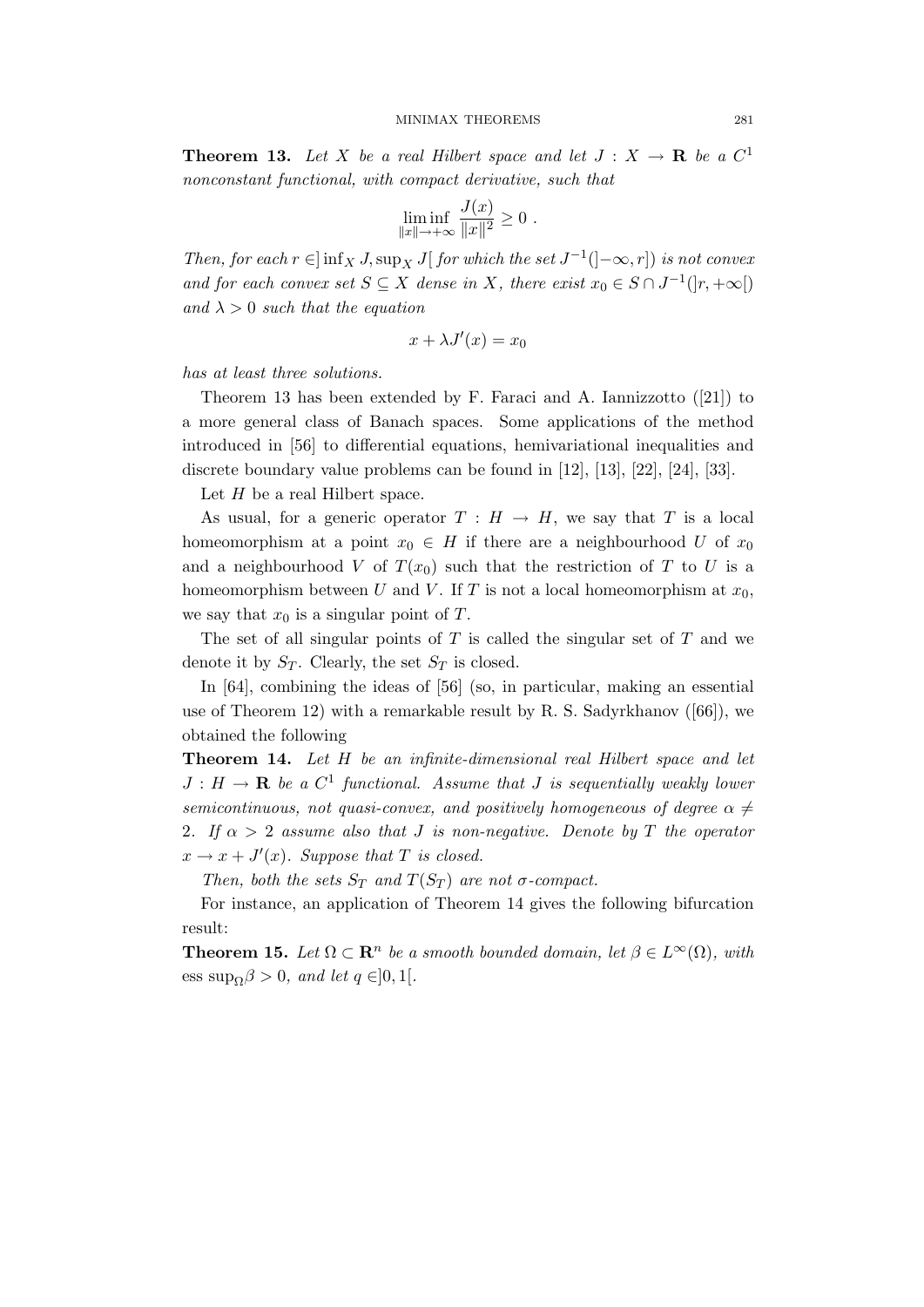**Theorem 13.** *Let $X$ be a real Hilbert space and let $J : X \to \mathbf{R}$ be a $C^1$ nonconstant functional, with compact derivative, such that*

$$\liminf_{\|x\|\to+\infty} \frac{J(x)}{\|x\|^2} \geq 0 \ .$$

*Then, for each $r \in ]\inf_X J, \sup_X J[$ for which the set $J^{-1}(]-\infty, r])$ is not convex and for each convex set $S \subseteq X$ dense in $X$, there exist $x_0 \in S \cap J^{-1}(]r, +\infty[)$ and $\lambda > 0$ such that the equation*

$$x + \lambda J'(x) = x_0$$

*has at least three solutions.*

Theorem 13 has been extended by F. Faraci and A. Iannizzotto ([21]) to a more general class of Banach spaces. Some applications of the method introduced in [56] to differential equations, hemivariational inequalities and discrete boundary value problems can be found in [12], [13], [22], [24], [33].

Let $H$ be a real Hilbert space.

As usual, for a generic operator $T : H \to H$, we say that $T$ is a local homeomorphism at a point $x_0 \in H$ if there are a neighbourhood $U$ of $x_0$ and a neighbourhood $V$ of $T(x_0)$ such that the restriction of $T$ to $U$ is a homeomorphism between $U$ and $V$. If $T$ is not a local homeomorphism at $x_0$, we say that $x_0$ is a singular point of $T$.

The set of all singular points of $T$ is called the singular set of $T$ and we denote it by $S_T$. Clearly, the set $S_T$ is closed.

In [64], combining the ideas of [56] (so, in particular, making an essential use of Theorem 12) with a remarkable result by R. S. Sadyrkhanov ([66]), we obtained the following

**Theorem 14.** *Let $H$ be an infinite-dimensional real Hilbert space and let $J : H \to \mathbf{R}$ be a $C^1$ functional. Assume that $J$ is sequentially weakly lower semicontinuous, not quasi-convex, and positively homogeneous of degree $\alpha \neq 2$. If $\alpha > 2$ assume also that $J$ is non-negative. Denote by $T$ the operator $x \to x + J'(x)$. Suppose that $T$ is closed.*

*Then, both the sets $S_T$ and $T(S_T)$ are not $\sigma$-compact.*

For instance, an application of Theorem 14 gives the following bifurcation result:

**Theorem 15.** *Let $\Omega \subset \mathbf{R}^n$ be a smooth bounded domain, let $\beta \in L^\infty(\Omega)$, with $\operatorname{ess\,sup}_\Omega \beta > 0$, and let $q \in ]0, 1[$.*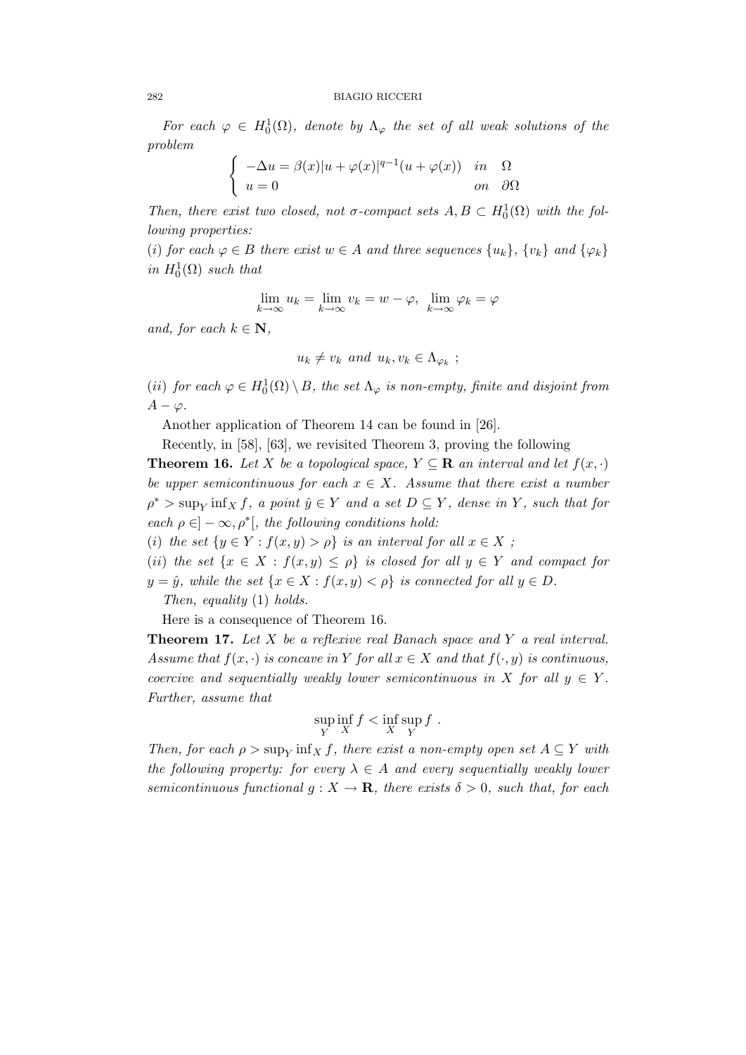*For each $\varphi \in H^1_0(\Omega)$, denote by $\Lambda_\varphi$ the set of all weak solutions of the problem*

$$\begin{cases} -\Delta u = \beta(x)|u+\varphi(x)|^{q-1}(u+\varphi(x)) & in \quad \Omega \\ u = 0 & on \quad \partial\Omega \end{cases}$$

*Then, there exist two closed, not $\sigma$-compact sets $A, B \subset H^1_0(\Omega)$ with the following properties:*

$(i)$ *for each $\varphi \in B$ there exist $w \in A$ and three sequences $\{u_k\}$, $\{v_k\}$ and $\{\varphi_k\}$ in $H^1_0(\Omega)$ such that*

$$\lim_{k\to\infty} u_k = \lim_{k\to\infty} v_k = w - \varphi, \quad \lim_{k\to\infty} \varphi_k = \varphi$$

*and, for each $k \in \mathbf{N}$,*

$$u_k \neq v_k \text{ and } u_k, v_k \in \Lambda_{\varphi_k} \ ;$$

$(ii)$ *for each $\varphi \in H^1_0(\Omega) \setminus B$, the set $\Lambda_\varphi$ is non-empty, finite and disjoint from $A - \varphi$.*

Another application of Theorem 14 can be found in [26].

Recently, in [58], [63], we revisited Theorem 3, proving the following

**Theorem 16.** *Let $X$ be a topological space, $Y \subseteq \mathbf{R}$ an interval and let $f(x,\cdot)$ be upper semicontinuous for each $x \in X$. Assume that there exist a number $\rho^* > \sup_Y \inf_X f$, a point $\hat{y} \in Y$ and a set $D \subseteq Y$, dense in $Y$, such that for each $\rho \in ]-\infty, \rho^*[$, the following conditions hold:*

$(i)$ *the set $\{y \in Y : f(x,y) > \rho\}$ is an interval for all $x \in X$ ;*

$(ii)$ *the set $\{x \in X : f(x,y) \leq \rho\}$ is closed for all $y \in Y$ and compact for $y = \hat{y}$, while the set $\{x \in X : f(x,y) < \rho\}$ is connected for all $y \in D$.*

*Then, equality* (1) *holds.*

Here is a consequence of Theorem 16.

**Theorem 17.** *Let $X$ be a reflexive real Banach space and $Y$ a real interval. Assume that $f(x,\cdot)$ is concave in $Y$ for all $x \in X$ and that $f(\cdot, y)$ is continuous, coercive and sequentially weakly lower semicontinuous in $X$ for all $y \in Y$. Further, assume that*

$$\sup_Y \inf_X f < \inf_X \sup_Y f \ .$$

*Then, for each $\rho > \sup_Y \inf_X f$, there exist a non-empty open set $A \subseteq Y$ with the following property: for every $\lambda \in A$ and every sequentially weakly lower semicontinuous functional $g : X \to \mathbf{R}$, there exists $\delta > 0$, such that, for each*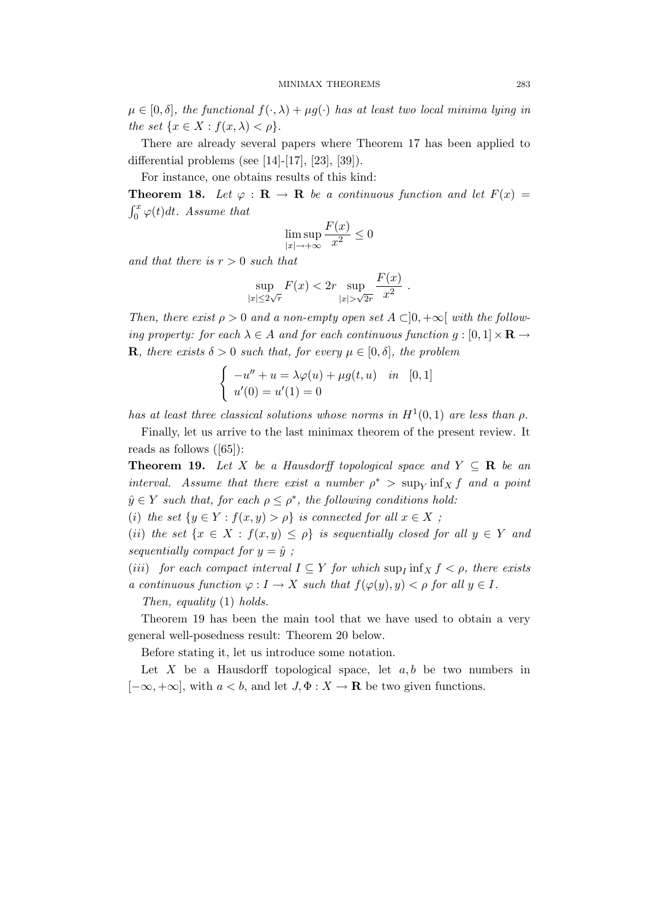*$\mu \in [0, \delta]$, the functional $f(\cdot, \lambda) + \mu g(\cdot)$ has at least two local minima lying in the set $\{x \in X : f(x, \lambda) < \rho\}$.*

There are already several papers where Theorem 17 has been applied to differential problems (see [14]-[17], [23], [39]).

For instance, one obtains results of this kind:

**Theorem 18.** *Let $\varphi : \mathbf{R} \to \mathbf{R}$ be a continuous function and let $F(x) = \int_0^x \varphi(t)dt$. Assume that*

$$\limsup_{|x| \to +\infty} \frac{F(x)}{x^2} \leq 0$$

*and that there is $r > 0$ such that*

$$\sup_{|x| \leq 2\sqrt{r}} F(x) < 2r \sup_{|x| > \sqrt{2r}} \frac{F(x)}{x^2} .$$

*Then, there exist $\rho > 0$ and a non-empty open set $A \subset ]0, +\infty[$ with the following property: for each $\lambda \in A$ and for each continuous function $g : [0, 1] \times \mathbf{R} \to \mathbf{R}$, there exists $\delta > 0$ such that, for every $\mu \in [0, \delta]$, the problem*

$$\begin{cases} -u'' + u = \lambda \varphi(u) + \mu g(t, u) & in \quad [0, 1] \\ u'(0) = u'(1) = 0 \end{cases}$$

*has at least three classical solutions whose norms in $H^1(0, 1)$ are less than $\rho$.*

Finally, let us arrive to the last minimax theorem of the present review. It reads as follows ([65]):

**Theorem 19.** *Let $X$ be a Hausdorff topological space and $Y \subseteq \mathbf{R}$ be an interval. Assume that there exist a number $\rho^* > \sup_Y \inf_X f$ and a point $\hat{y} \in Y$ such that, for each $\rho \leq \rho^*$, the following conditions hold:*

*$(i)$ the set $\{y \in Y : f(x, y) > \rho\}$ is connected for all $x \in X$ ;*

*$(ii)$ the set $\{x \in X : f(x, y) \leq \rho\}$ is sequentially closed for all $y \in Y$ and sequentially compact for $y = \hat{y}$ ;*

*$(iii)$ for each compact interval $I \subseteq Y$ for which $\sup_I \inf_X f < \rho$, there exists a continuous function $\varphi : I \to X$ such that $f(\varphi(y), y) < \rho$ for all $y \in I$.*

*Then, equality* (1) *holds.*

Theorem 19 has been the main tool that we have used to obtain a very general well-posedness result: Theorem 20 below.

Before stating it, let us introduce some notation.

Let $X$ be a Hausdorff topological space, let $a, b$ be two numbers in $[-\infty, +\infty]$, with $a < b$, and let $J, \Phi : X \to \mathbf{R}$ be two given functions.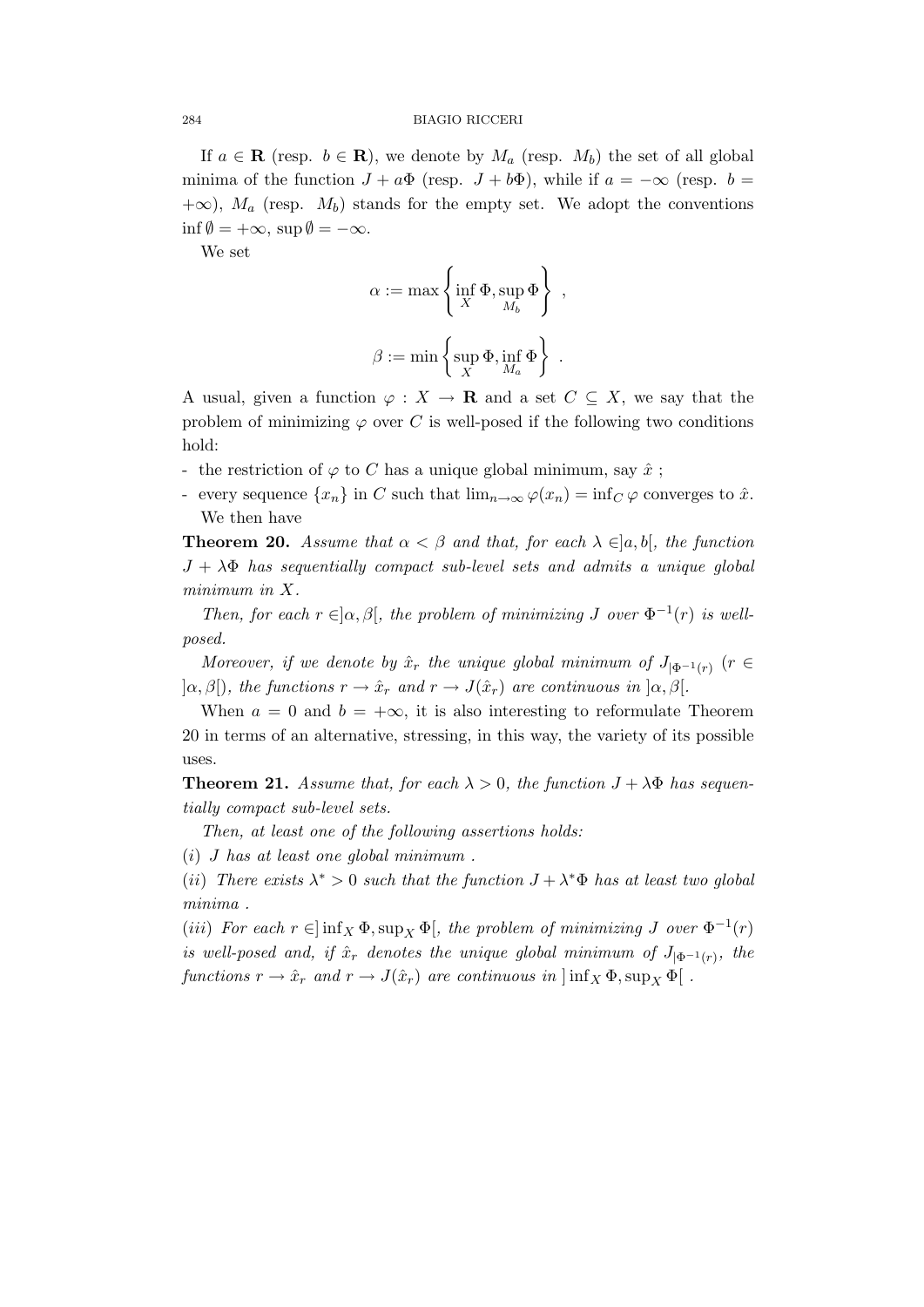If $a \in \mathbf{R}$ (resp. $b \in \mathbf{R}$), we denote by $M_a$ (resp. $M_b$) the set of all global minima of the function $J + a\Phi$ (resp. $J + b\Phi$), while if $a = -\infty$ (resp. $b = +\infty$), $M_a$ (resp. $M_b$) stands for the empty set. We adopt the conventions $\inf \emptyset = +\infty$, $\sup \emptyset = -\infty$.

We set

$$\alpha := \max\left\{\inf_X \Phi, \sup_{M_b} \Phi\right\} ,$$

$$\beta := \min\left\{\sup_X \Phi, \inf_{M_a} \Phi\right\} .$$

A usual, given a function $\varphi : X \to \mathbf{R}$ and a set $C \subseteq X$, we say that the problem of minimizing $\varphi$ over $C$ is well-posed if the following two conditions hold:

- the restriction of $\varphi$ to $C$ has a unique global minimum, say $\hat{x}$ ;
- every sequence $\{x_n\}$ in $C$ such that $\lim_{n\to\infty} \varphi(x_n) = \inf_C \varphi$ converges to $\hat{x}$.

We then have

**Theorem 20.** *Assume that $\alpha < \beta$ and that, for each $\lambda \in ]a, b[$, the function $J + \lambda\Phi$ has sequentially compact sub-level sets and admits a unique global minimum in $X$.*

*Then, for each $r \in ]\alpha, \beta[$, the problem of minimizing $J$ over $\Phi^{-1}(r)$ is well-posed.*

*Moreover, if we denote by $\hat{x}_r$ the unique global minimum of $J_{|\Phi^{-1}(r)}$ ($r \in ]\alpha, \beta[$), the functions $r \to \hat{x}_r$ and $r \to J(\hat{x}_r)$ are continuous in $]\alpha, \beta[$.*

When $a = 0$ and $b = +\infty$, it is also interesting to reformulate Theorem 20 in terms of an alternative, stressing, in this way, the variety of its possible uses.

**Theorem 21.** *Assume that, for each $\lambda > 0$, the function $J + \lambda\Phi$ has sequentially compact sub-level sets.*

*Then, at least one of the following assertions holds:*

*$(i)$ $J$ has at least one global minimum .*

*$(ii)$ There exists $\lambda^* > 0$ such that the function $J + \lambda^*\Phi$ has at least two global minima .*

*$(iii)$ For each $r \in ]\inf_X \Phi, \sup_X \Phi[$, the problem of minimizing $J$ over $\Phi^{-1}(r)$ is well-posed and, if $\hat{x}_r$ denotes the unique global minimum of $J_{|\Phi^{-1}(r)}$, the functions $r \to \hat{x}_r$ and $r \to J(\hat{x}_r)$ are continuous in $]\inf_X \Phi, \sup_X \Phi[$ .*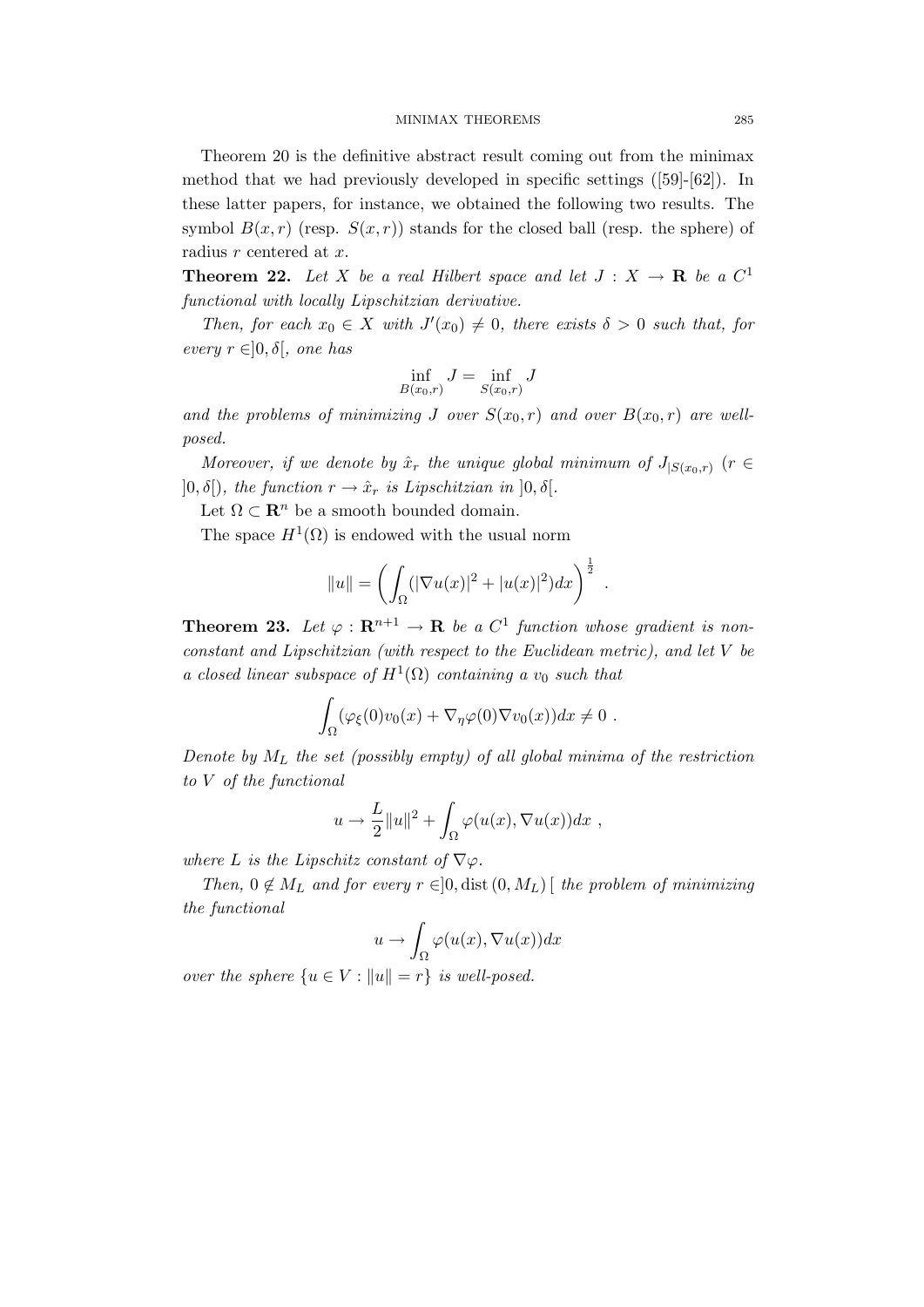Theorem 20 is the definitive abstract result coming out from the minimax method that we had previously developed in specific settings ([59]-[62]). In these latter papers, for instance, we obtained the following two results. The symbol $B(x,r)$ (resp. $S(x,r)$) stands for the closed ball (resp. the sphere) of radius $r$ centered at $x$.

**Theorem 22.** *Let $X$ be a real Hilbert space and let $J : X \to \mathbf{R}$ be a $C^1$ functional with locally Lipschitzian derivative.*

*Then, for each $x_0 \in X$ with $J'(x_0) \neq 0$, there exists $\delta > 0$ such that, for every $r \in ]0, \delta[$, one has*

$$\inf_{B(x_0,r)} J = \inf_{S(x_0,r)} J$$

*and the problems of minimizing $J$ over $S(x_0,r)$ and over $B(x_0,r)$ are well-posed.*

*Moreover, if we denote by $\hat{x}_r$ the unique global minimum of $J_{|S(x_0,r)}$ ($r \in ]0, \delta[$), the function $r \to \hat{x}_r$ is Lipschitzian in $]0, \delta[$.*

Let $\Omega \subset \mathbf{R}^n$ be a smooth bounded domain.

The space $H^1(\Omega)$ is endowed with the usual norm

$$\|u\| = \left( \int_\Omega (|\nabla u(x)|^2 + |u(x)|^2) dx \right)^{\frac{1}{2}} .$$

**Theorem 23.** *Let $\varphi : \mathbf{R}^{n+1} \to \mathbf{R}$ be a $C^1$ function whose gradient is non-constant and Lipschitzian (with respect to the Euclidean metric), and let $V$ be a closed linear subspace of $H^1(\Omega)$ containing a $v_0$ such that*

$$\int_\Omega (\varphi_\xi(0) v_0(x) + \nabla_\eta \varphi(0) \nabla v_0(x)) dx \neq 0 .$$

*Denote by $M_L$ the set (possibly empty) of all global minima of the restriction to $V$ of the functional*

$$u \to \frac{L}{2}\|u\|^2 + \int_\Omega \varphi(u(x), \nabla u(x)) dx ,$$

*where $L$ is the Lipschitz constant of $\nabla \varphi$.*

*Then, $0 \notin M_L$ and for every $r \in ]0, \operatorname{dist}(0, M_L)[$ the problem of minimizing the functional*

$$u \to \int_\Omega \varphi(u(x), \nabla u(x)) dx$$

*over the sphere $\{u \in V : \|u\| = r\}$ is well-posed.*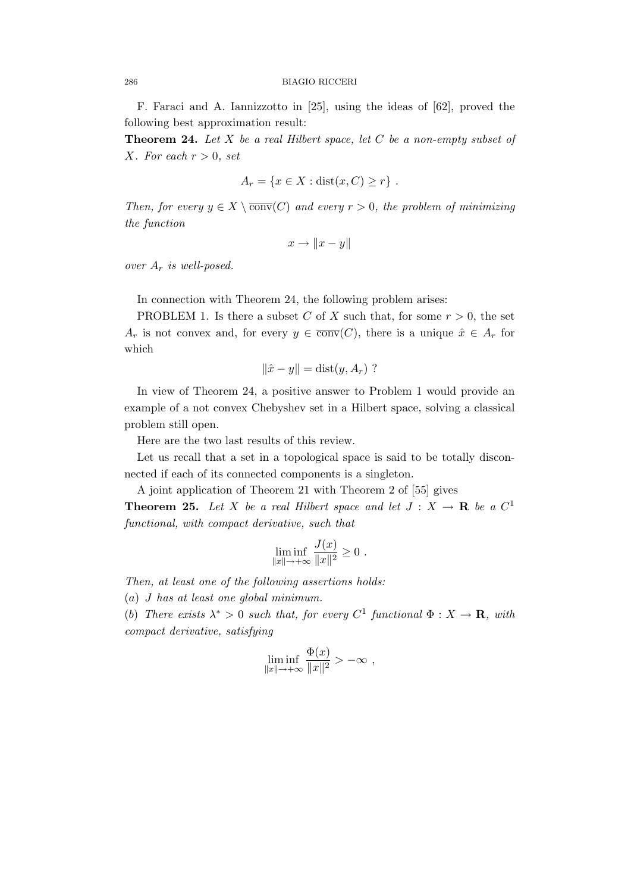F. Faraci and A. Iannizzotto in [25], using the ideas of [62], proved the following best approximation result:

**Theorem 24.** *Let $X$ be a real Hilbert space, let $C$ be a non-empty subset of $X$. For each $r > 0$, set*

$$A_r = \{x \in X : \operatorname{dist}(x, C) \geq r\} \ .$$

*Then, for every $y \in X \setminus \overline{\operatorname{conv}}(C)$ and every $r > 0$, the problem of minimizing the function*

$$x \to \|x - y\|$$

*over $A_r$ is well-posed.*

In connection with Theorem 24, the following problem arises:

PROBLEM 1. Is there a subset $C$ of $X$ such that, for some $r > 0$, the set $A_r$ is not convex and, for every $y \in \overline{\operatorname{conv}}(C)$, there is a unique $\hat{x} \in A_r$ for which

$$\|\hat{x} - y\| = \operatorname{dist}(y, A_r) \ ?$$

In view of Theorem 24, a positive answer to Problem 1 would provide an example of a not convex Chebyshev set in a Hilbert space, solving a classical problem still open.

Here are the two last results of this review.

Let us recall that a set in a topological space is said to be totally disconnected if each of its connected components is a singleton.

A joint application of Theorem 21 with Theorem 2 of [55] gives

**Theorem 25.** *Let $X$ be a real Hilbert space and let $J : X \to \mathbf{R}$ be a $C^1$ functional, with compact derivative, such that*

$$\liminf_{\|x\| \to +\infty} \frac{J(x)}{\|x\|^2} \geq 0 \ .$$

*Then, at least one of the following assertions holds:*

*(a) $J$ has at least one global minimum.*

*(b) There exists $\lambda^* > 0$ such that, for every $C^1$ functional $\Phi : X \to \mathbf{R}$, with compact derivative, satisfying*

$$\liminf_{\|x\| \to +\infty} \frac{\Phi(x)}{\|x\|^2} > -\infty \ ,$$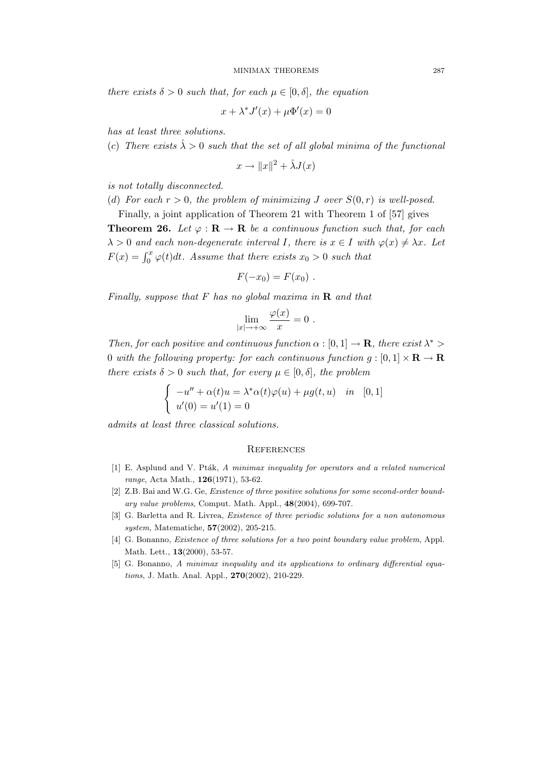*there exists* $\delta > 0$ *such that, for each* $\mu \in [0, \delta]$*, the equation*

$$x + \lambda^* J'(x) + \mu \Phi'(x) = 0$$

*has at least three solutions.*

(*c*) *There exists* $\hat{\lambda} > 0$ *such that the set of all global minima of the functional*

$$x \to \|x\|^2 + \hat{\lambda} J(x)$$

*is not totally disconnected.*

(*d*) *For each* $r > 0$*, the problem of minimizing* $J$ *over* $S(0, r)$ *is well-posed.*

Finally, a joint application of Theorem 21 with Theorem 1 of [57] gives

**Theorem 26.** *Let* $\varphi : \mathbf{R} \to \mathbf{R}$ *be a continuous function such that, for each* $\lambda > 0$ *and each non-degenerate interval* $I$*, there is* $x \in I$ *with* $\varphi(x) \neq \lambda x$*. Let* $F(x) = \int_0^x \varphi(t)dt$*. Assume that there exists* $x_0 > 0$ *such that*

$$F(-x_0) = F(x_0) \ .$$

*Finally, suppose that* $F$ *has no global maxima in* $\mathbf{R}$ *and that*

$$\lim_{|x| \to +\infty} \frac{\varphi(x)}{x} = 0 \ .$$

*Then, for each positive and continuous function* $\alpha : [0, 1] \to \mathbf{R}$*, there exist* $\lambda^* > 0$ *with the following property: for each continuous function* $g : [0, 1] \times \mathbf{R} \to \mathbf{R}$ *there exists* $\delta > 0$ *such that, for every* $\mu \in [0, \delta]$*, the problem*

$$\begin{cases} -u'' + \alpha(t)u = \lambda^* \alpha(t)\varphi(u) + \mu g(t, u) & in \quad [0, 1] \\ u'(0) = u'(1) = 0 \end{cases}$$

*admits at least three classical solutions.*

## References

[1] E. Asplund and V. Pták, *A minimax inequality for operators and a related numerical range*, Acta Math., **126**(1971), 53-62.

[2] Z.B. Bai and W.G. Ge, *Existence of three positive solutions for some second-order boundary value problems*, Comput. Math. Appl., **48**(2004), 699-707.

[3] G. Barletta and R. Livrea, *Existence of three periodic solutions for a non autonomous system*, Matematiche, **57**(2002), 205-215.

[4] G. Bonanno, *Existence of three solutions for a two point boundary value problem*, Appl. Math. Lett., **13**(2000), 53-57.

[5] G. Bonanno, *A minimax inequality and its applications to ordinary differential equations*, J. Math. Anal. Appl., **270**(2002), 210-229.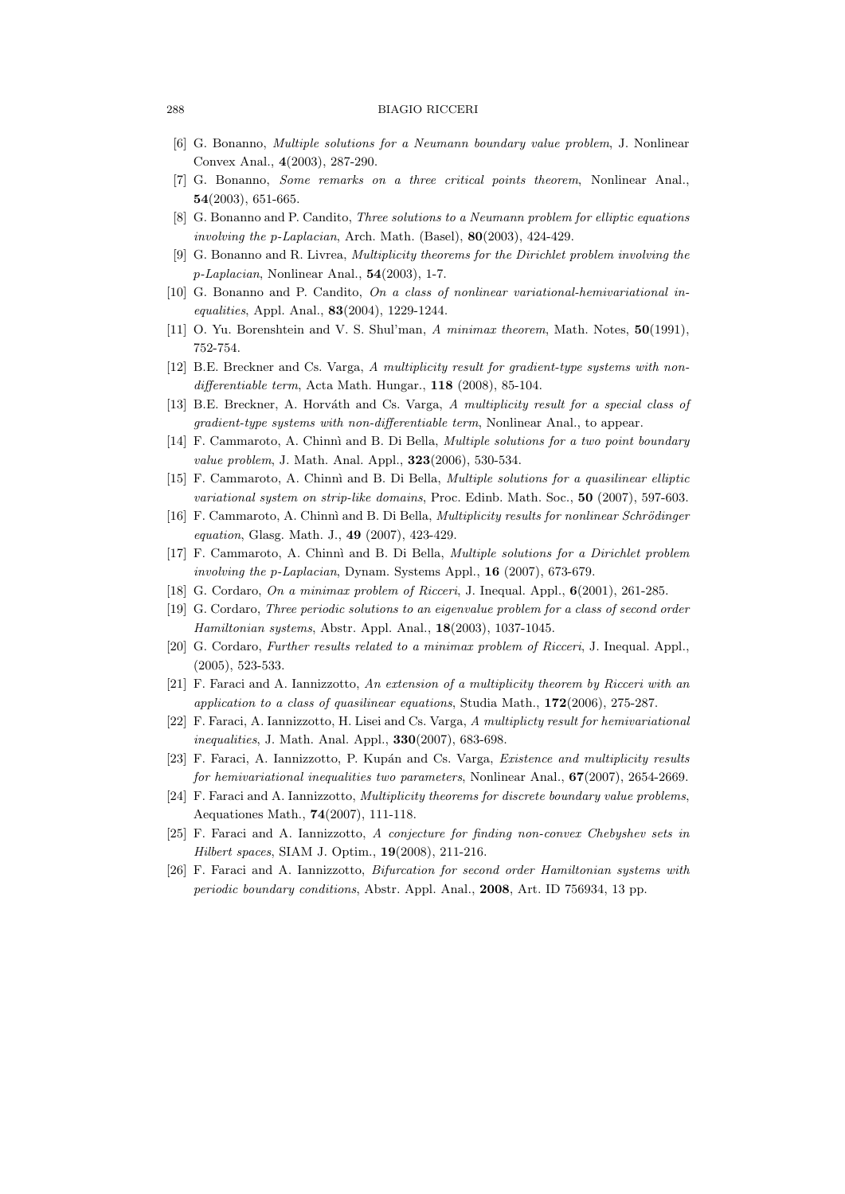[6] G. Bonanno, *Multiple solutions for a Neumann boundary value problem*, J. Nonlinear Convex Anal., **4**(2003), 287-290.

[7] G. Bonanno, *Some remarks on a three critical points theorem*, Nonlinear Anal., **54**(2003), 651-665.

[8] G. Bonanno and P. Candito, *Three solutions to a Neumann problem for elliptic equations involving the p-Laplacian*, Arch. Math. (Basel), **80**(2003), 424-429.

[9] G. Bonanno and R. Livrea, *Multiplicity theorems for the Dirichlet problem involving the p-Laplacian*, Nonlinear Anal., **54**(2003), 1-7.

[10] G. Bonanno and P. Candito, *On a class of nonlinear variational-hemivariational inequalities*, Appl. Anal., **83**(2004), 1229-1244.

[11] O. Yu. Borenshtein and V. S. Shul'man, *A minimax theorem*, Math. Notes, **50**(1991), 752-754.

[12] B.E. Breckner and Cs. Varga, *A multiplicity result for gradient-type systems with non-differentiable term*, Acta Math. Hungar., **118** (2008), 85-104.

[13] B.E. Breckner, A. Horváth and Cs. Varga, *A multiplicity result for a special class of gradient-type systems with non-differentiable term*, Nonlinear Anal., to appear.

[14] F. Cammaroto, A. Chinnì and B. Di Bella, *Multiple solutions for a two point boundary value problem*, J. Math. Anal. Appl., **323**(2006), 530-534.

[15] F. Cammaroto, A. Chinnì and B. Di Bella, *Multiple solutions for a quasilinear elliptic variational system on strip-like domains*, Proc. Edinb. Math. Soc., **50** (2007), 597-603.

[16] F. Cammaroto, A. Chinnì and B. Di Bella, *Multiplicity results for nonlinear Schrödinger equation*, Glasg. Math. J., **49** (2007), 423-429.

[17] F. Cammaroto, A. Chinnì and B. Di Bella, *Multiple solutions for a Dirichlet problem involving the p-Laplacian*, Dynam. Systems Appl., **16** (2007), 673-679.

[18] G. Cordaro, *On a minimax problem of Ricceri*, J. Inequal. Appl., **6**(2001), 261-285.

[19] G. Cordaro, *Three periodic solutions to an eigenvalue problem for a class of second order Hamiltonian systems*, Abstr. Appl. Anal., **18**(2003), 1037-1045.

[20] G. Cordaro, *Further results related to a minimax problem of Ricceri*, J. Inequal. Appl., (2005), 523-533.

[21] F. Faraci and A. Iannizzotto, *An extension of a multiplicity theorem by Ricceri with an application to a class of quasilinear equations*, Studia Math., **172**(2006), 275-287.

[22] F. Faraci, A. Iannizzotto, H. Lisei and Cs. Varga, *A multiplicty result for hemivariational inequalities*, J. Math. Anal. Appl., **330**(2007), 683-698.

[23] F. Faraci, A. Iannizzotto, P. Kupán and Cs. Varga, *Existence and multiplicity results for hemivariational inequalities two parameters*, Nonlinear Anal., **67**(2007), 2654-2669.

[24] F. Faraci and A. Iannizzotto, *Multiplicity theorems for discrete boundary value problems*, Aequationes Math., **74**(2007), 111-118.

[25] F. Faraci and A. Iannizzotto, *A conjecture for finding non-convex Chebyshev sets in Hilbert spaces*, SIAM J. Optim., **19**(2008), 211-216.

[26] F. Faraci and A. Iannizzotto, *Bifurcation for second order Hamiltonian systems with periodic boundary conditions*, Abstr. Appl. Anal., **2008**, Art. ID 756934, 13 pp.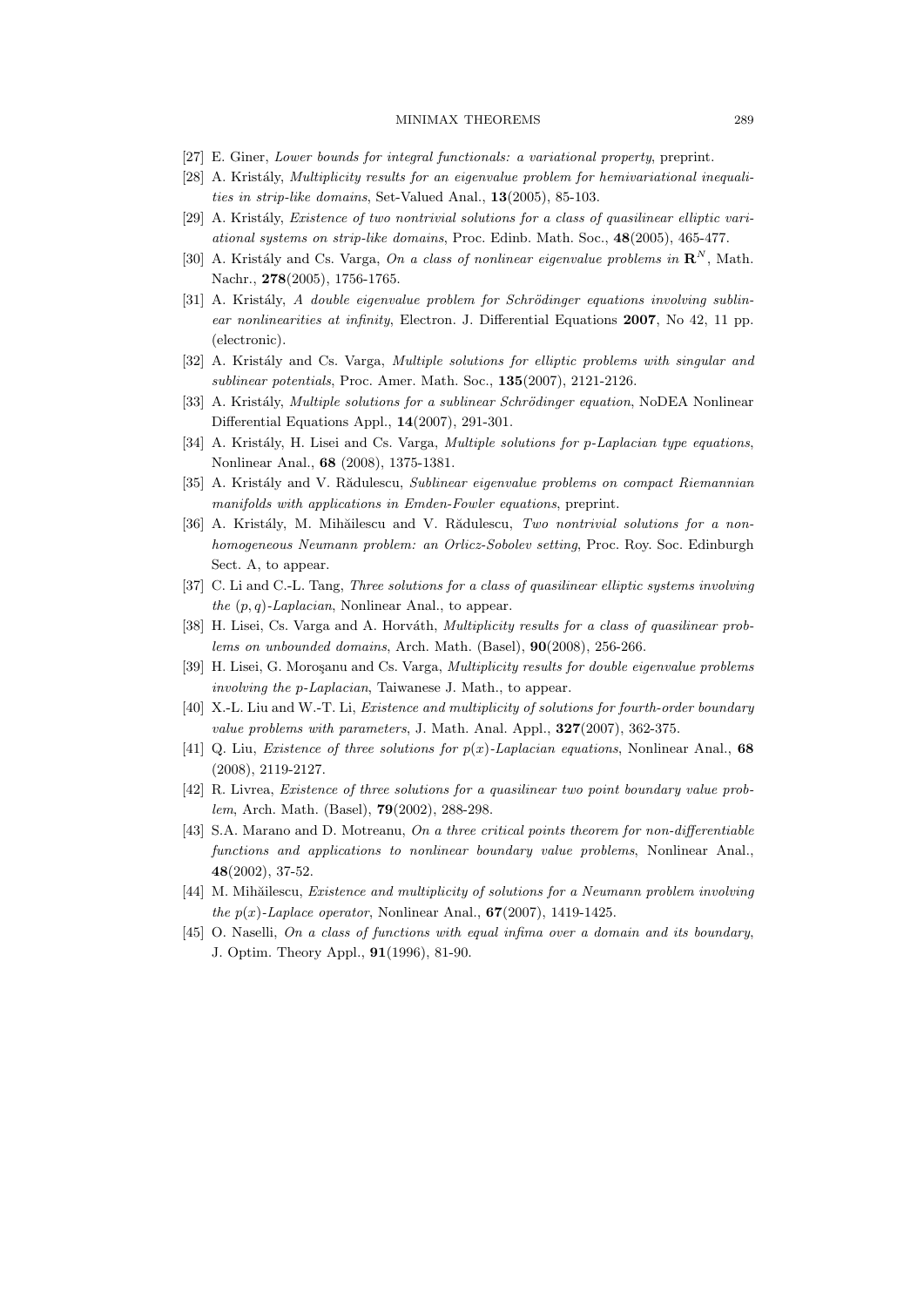[27] E. Giner, *Lower bounds for integral functionals: a variational property*, preprint.

[28] A. Kristály, *Multiplicity results for an eigenvalue problem for hemivariational inequalities in strip-like domains*, Set-Valued Anal., **13**(2005), 85-103.

[29] A. Kristály, *Existence of two nontrivial solutions for a class of quasilinear elliptic variational systems on strip-like domains*, Proc. Edinb. Math. Soc., **48**(2005), 465-477.

[30] A. Kristály and Cs. Varga, *On a class of nonlinear eigenvalue problems in* $\mathbf{R}^N$, Math. Nachr., **278**(2005), 1756-1765.

[31] A. Kristály, *A double eigenvalue problem for Schrödinger equations involving sublinear nonlinearities at infinity*, Electron. J. Differential Equations **2007**, No 42, 11 pp. (electronic).

[32] A. Kristály and Cs. Varga, *Multiple solutions for elliptic problems with singular and sublinear potentials*, Proc. Amer. Math. Soc., **135**(2007), 2121-2126.

[33] A. Kristály, *Multiple solutions for a sublinear Schrödinger equation*, NoDEA Nonlinear Differential Equations Appl., **14**(2007), 291-301.

[34] A. Kristály, H. Lisei and Cs. Varga, *Multiple solutions for p-Laplacian type equations*, Nonlinear Anal., **68** (2008), 1375-1381.

[35] A. Kristály and V. Rădulescu, *Sublinear eigenvalue problems on compact Riemannian manifolds with applications in Emden-Fowler equations*, preprint.

[36] A. Kristály, M. Mihăilescu and V. Rădulescu, *Two nontrivial solutions for a non-homogeneous Neumann problem: an Orlicz-Sobolev setting*, Proc. Roy. Soc. Edinburgh Sect. A, to appear.

[37] C. Li and C.-L. Tang, *Three solutions for a class of quasilinear elliptic systems involving the* $(p,q)$*-Laplacian*, Nonlinear Anal., to appear.

[38] H. Lisei, Cs. Varga and A. Horváth, *Multiplicity results for a class of quasilinear problems on unbounded domains*, Arch. Math. (Basel), **90**(2008), 256-266.

[39] H. Lisei, G. Moroşanu and Cs. Varga, *Multiplicity results for double eigenvalue problems involving the p-Laplacian*, Taiwanese J. Math., to appear.

[40] X.-L. Liu and W.-T. Li, *Existence and multiplicity of solutions for fourth-order boundary value problems with parameters*, J. Math. Anal. Appl., **327**(2007), 362-375.

[41] Q. Liu, *Existence of three solutions for* $p(x)$*-Laplacian equations*, Nonlinear Anal., **68** (2008), 2119-2127.

[42] R. Livrea, *Existence of three solutions for a quasilinear two point boundary value problem*, Arch. Math. (Basel), **79**(2002), 288-298.

[43] S.A. Marano and D. Motreanu, *On a three critical points theorem for non-differentiable functions and applications to nonlinear boundary value problems*, Nonlinear Anal., **48**(2002), 37-52.

[44] M. Mihăilescu, *Existence and multiplicity of solutions for a Neumann problem involving the* $p(x)$*-Laplace operator*, Nonlinear Anal., **67**(2007), 1419-1425.

[45] O. Naselli, *On a class of functions with equal infima over a domain and its boundary*, J. Optim. Theory Appl., **91**(1996), 81-90.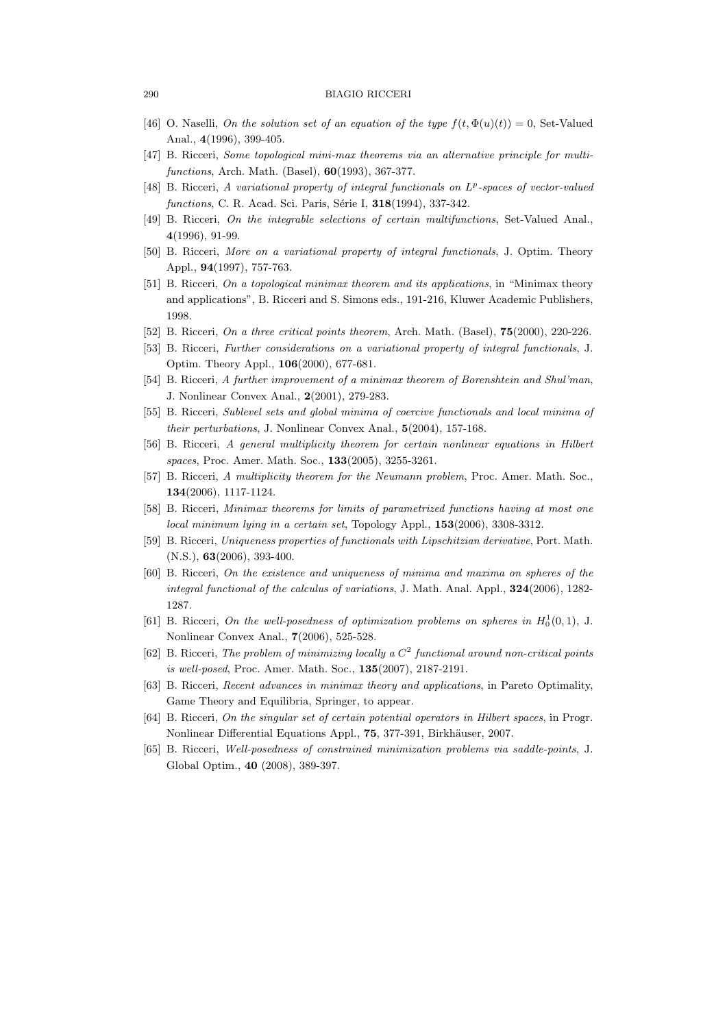[46] O. Naselli, *On the solution set of an equation of the type $f(t, \Phi(u)(t)) = 0$*, Set-Valued Anal., **4**(1996), 399-405.

[47] B. Ricceri, *Some topological mini-max theorems via an alternative principle for multifunctions*, Arch. Math. (Basel), **60**(1993), 367-377.

[48] B. Ricceri, *A variational property of integral functionals on $L^p$-spaces of vector-valued functions*, C. R. Acad. Sci. Paris, Série I, **318**(1994), 337-342.

[49] B. Ricceri, *On the integrable selections of certain multifunctions*, Set-Valued Anal., **4**(1996), 91-99.

[50] B. Ricceri, *More on a variational property of integral functionals*, J. Optim. Theory Appl., **94**(1997), 757-763.

[51] B. Ricceri, *On a topological minimax theorem and its applications*, in "Minimax theory and applications", B. Ricceri and S. Simons eds., 191-216, Kluwer Academic Publishers, 1998.

[52] B. Ricceri, *On a three critical points theorem*, Arch. Math. (Basel), **75**(2000), 220-226.

[53] B. Ricceri, *Further considerations on a variational property of integral functionals*, J. Optim. Theory Appl., **106**(2000), 677-681.

[54] B. Ricceri, *A further improvement of a minimax theorem of Borenshtein and Shul'man*, J. Nonlinear Convex Anal., **2**(2001), 279-283.

[55] B. Ricceri, *Sublevel sets and global minima of coercive functionals and local minima of their perturbations*, J. Nonlinear Convex Anal., **5**(2004), 157-168.

[56] B. Ricceri, *A general multiplicity theorem for certain nonlinear equations in Hilbert spaces*, Proc. Amer. Math. Soc., **133**(2005), 3255-3261.

[57] B. Ricceri, *A multiplicity theorem for the Neumann problem*, Proc. Amer. Math. Soc., **134**(2006), 1117-1124.

[58] B. Ricceri, *Minimax theorems for limits of parametrized functions having at most one local minimum lying in a certain set*, Topology Appl., **153**(2006), 3308-3312.

[59] B. Ricceri, *Uniqueness properties of functionals with Lipschitzian derivative*, Port. Math. (N.S.), **63**(2006), 393-400.

[60] B. Ricceri, *On the existence and uniqueness of minima and maxima on spheres of the integral functional of the calculus of variations*, J. Math. Anal. Appl., **324**(2006), 1282-1287.

[61] B. Ricceri, *On the well-posedness of optimization problems on spheres in $H_0^1(0,1)$*, J. Nonlinear Convex Anal., **7**(2006), 525-528.

[62] B. Ricceri, *The problem of minimizing locally a $C^2$ functional around non-critical points is well-posed*, Proc. Amer. Math. Soc., **135**(2007), 2187-2191.

[63] B. Ricceri, *Recent advances in minimax theory and applications*, in Pareto Optimality, Game Theory and Equilibria, Springer, to appear.

[64] B. Ricceri, *On the singular set of certain potential operators in Hilbert spaces*, in Progr. Nonlinear Differential Equations Appl., **75**, 377-391, Birkhäuser, 2007.

[65] B. Ricceri, *Well-posedness of constrained minimization problems via saddle-points*, J. Global Optim., **40** (2008), 389-397.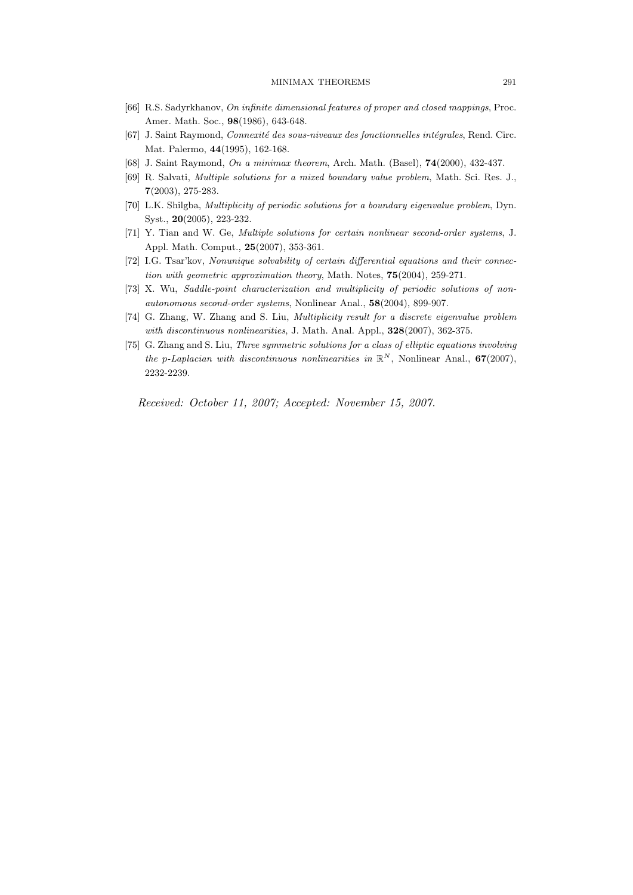[66] R.S. Sadyrkhanov, *On infinite dimensional features of proper and closed mappings*, Proc. Amer. Math. Soc., **98**(1986), 643-648.

[67] J. Saint Raymond, *Connexité des sous-niveaux des fonctionnelles intégrales*, Rend. Circ. Mat. Palermo, **44**(1995), 162-168.

[68] J. Saint Raymond, *On a minimax theorem*, Arch. Math. (Basel), **74**(2000), 432-437.

[69] R. Salvati, *Multiple solutions for a mixed boundary value problem*, Math. Sci. Res. J., **7**(2003), 275-283.

[70] L.K. Shilgba, *Multiplicity of periodic solutions for a boundary eigenvalue problem*, Dyn. Syst., **20**(2005), 223-232.

[71] Y. Tian and W. Ge, *Multiple solutions for certain nonlinear second-order systems*, J. Appl. Math. Comput., **25**(2007), 353-361.

[72] I.G. Tsar'kov, *Nonunique solvability of certain differential equations and their connection with geometric approximation theory*, Math. Notes, **75**(2004), 259-271.

[73] X. Wu, *Saddle-point characterization and multiplicity of periodic solutions of non-autonomous second-order systems*, Nonlinear Anal., **58**(2004), 899-907.

[74] G. Zhang, W. Zhang and S. Liu, *Multiplicity result for a discrete eigenvalue problem with discontinuous nonlinearities*, J. Math. Anal. Appl., **328**(2007), 362-375.

[75] G. Zhang and S. Liu, *Three symmetric solutions for a class of elliptic equations involving the p-Laplacian with discontinuous nonlinearities in $\mathbb{R}^N$*, Nonlinear Anal., **67**(2007), 2232-2239.

*Received: October 11, 2007; Accepted: November 15, 2007.*